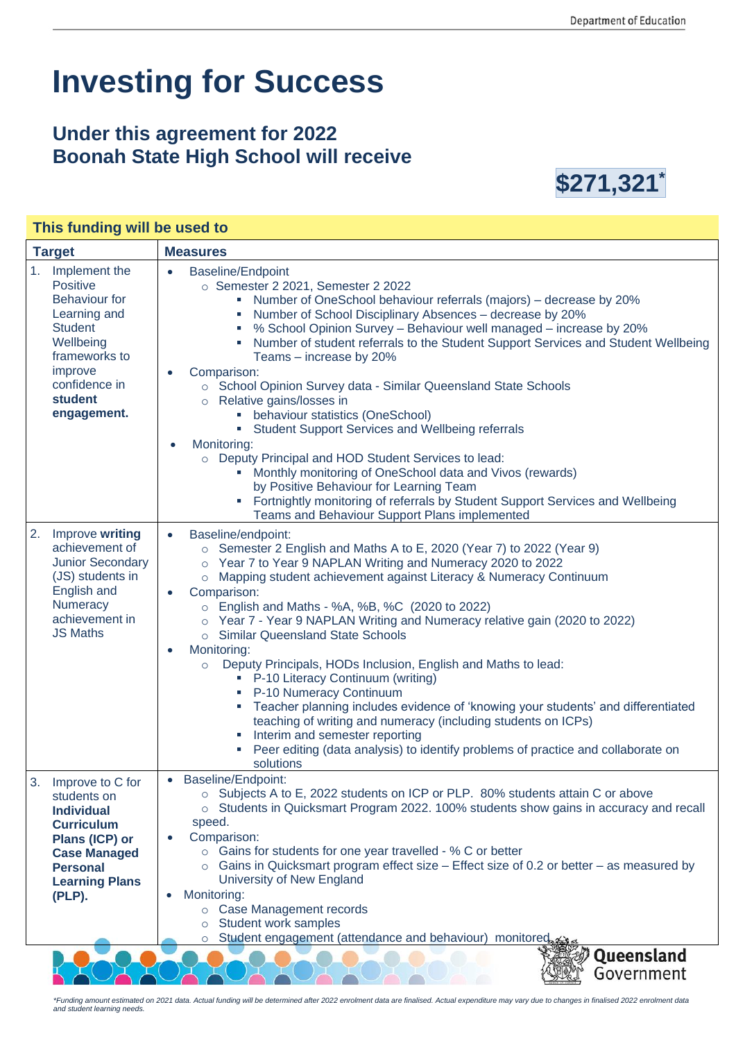# Investing for Success

## Under this agreement for 2022 Boonah State High School will receive

**$271,321***

**This funding will be used to**

| Target | Measures |
|---|---|
| 1. Implement the Positive Behaviour for Learning and Student Wellbeing frameworks to improve confidence in **student engagement.** | • Baseline/Endpoint<br>  ○ Semester 2 2021, Semester 2 2022<br>    ▪ Number of OneSchool behaviour referrals (majors) – decrease by 20%<br>    ▪ Number of School Disciplinary Absences – decrease by 20%<br>    ▪ % School Opinion Survey – Behaviour well managed – increase by 20%<br>    ▪ Number of student referrals to the Student Support Services and Student Wellbeing Teams – increase by 20%<br>• Comparison:<br>  ○ School Opinion Survey data - Similar Queensland State Schools<br>  ○ Relative gains/losses in<br>    ▪ behaviour statistics (OneSchool)<br>    ▪ Student Support Services and Wellbeing referrals<br>• Monitoring:<br>  ○ Deputy Principal and HOD Student Services to lead:<br>    ▪ Monthly monitoring of OneSchool data and Vivos (rewards) by Positive Behaviour for Learning Team<br>    ▪ Fortnightly monitoring of referrals by Student Support Services and Wellbeing Teams and Behaviour Support Plans implemented |
| 2. Improve **writing** achievement of Junior Secondary (JS) students in English and Numeracy achievement in JS Maths | • Baseline/endpoint:<br>  ○ Semester 2 English and Maths A to E, 2020 (Year 7) to 2022 (Year 9)<br>  ○ Year 7 to Year 9 NAPLAN Writing and Numeracy 2020 to 2022<br>  ○ Mapping student achievement against Literacy & Numeracy Continuum<br>• Comparison:<br>  ○ English and Maths - %A, %B, %C (2020 to 2022)<br>  ○ Year 7 - Year 9 NAPLAN Writing and Numeracy relative gain (2020 to 2022)<br>  ○ Similar Queensland State Schools<br>• Monitoring:<br>  ○ Deputy Principals, HODs Inclusion, English and Maths to lead:<br>    ▪ P-10 Literacy Continuum (writing)<br>    ▪ P-10 Numeracy Continuum<br>    ▪ Teacher planning includes evidence of 'knowing your students' and differentiated teaching of writing and numeracy (including students on ICPs)<br>    ▪ Interim and semester reporting<br>    ▪ Peer editing (data analysis) to identify problems of practice and collaborate on solutions |
| 3. Improve to C for students on **Individual Curriculum Plans (ICP) or Case Managed Personal Learning Plans (PLP).** | • Baseline/Endpoint:<br>  ○ Subjects A to E, 2022 students on ICP or PLP. 80% students attain C or above<br>  ○ Students in Quicksmart Program 2022. 100% students show gains in accuracy and recall speed.<br>• Comparison:<br>  ○ Gains for students for one year travelled - % C or better<br>  ○ Gains in Quicksmart program effect size – Effect size of 0.2 or better – as measured by University of New England<br>• Monitoring:<br>  ○ Case Management records<br>  ○ Student work samples<br>  ○ Student engagement (attendance and behaviour) monitored |

*Funding amount estimated on 2021 data. Actual funding will be determined after 2022 enrolment data are finalised. Actual expenditure may vary due to changes in finalised 2022 enrolment data and student learning needs.*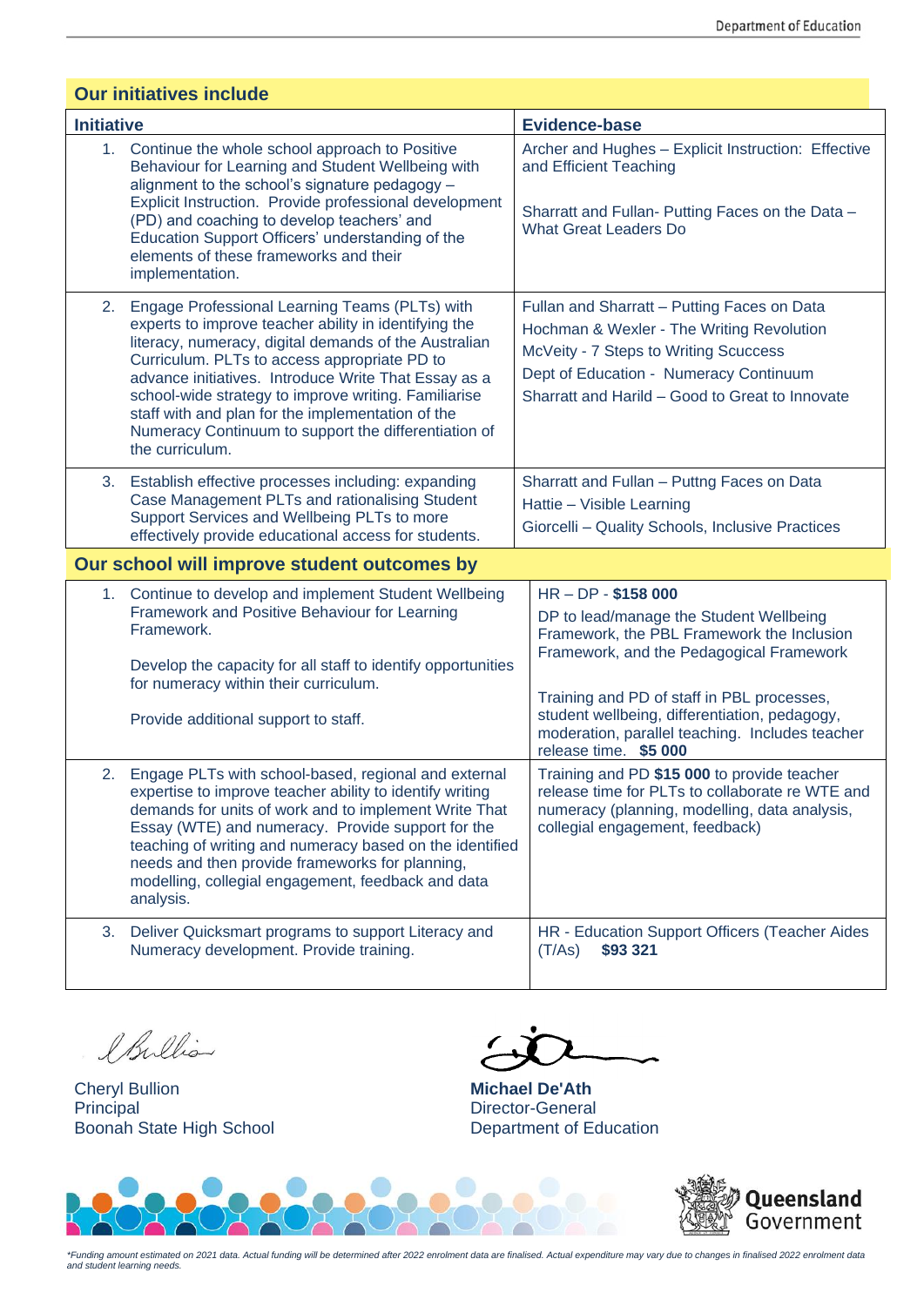## Our initiatives include

| Initiative | Evidence-base |
|---|---|
| 1. Continue the whole school approach to Positive Behaviour for Learning and Student Wellbeing with alignment to the school's signature pedagogy – Explicit Instruction. Provide professional development (PD) and coaching to develop teachers' and Education Support Officers' understanding of the elements of these frameworks and their implementation. | Archer and Hughes – Explicit Instruction: Effective and Efficient Teaching<br><br>Sharratt and Fullan- Putting Faces on the Data – What Great Leaders Do |
| 2. Engage Professional Learning Teams (PLTs) with experts to improve teacher ability in identifying the literacy, numeracy, digital demands of the Australian Curriculum. PLTs to access appropriate PD to advance initiatives. Introduce Write That Essay as a school-wide strategy to improve writing. Familiarise staff with and plan for the implementation of the Numeracy Continuum to support the differentiation of the curriculum. | Fullan and Sharratt – Putting Faces on Data<br>Hochman & Wexler - The Writing Revolution<br>McVeity - 7 Steps to Writing Scuccess<br>Dept of Education - Numeracy Continuum<br>Sharratt and Harild – Good to Great to Innovate |
| 3. Establish effective processes including: expanding Case Management PLTs and rationalising Student Support Services and Wellbeing PLTs to more effectively provide educational access for students. | Sharratt and Fullan – Puttng Faces on Data<br>Hattie – Visible Learning<br>Giorcelli – Quality Schools, Inclusive Practices |

## Our school will improve student outcomes by

| | |
|---|---|
| 1. Continue to develop and implement Student Wellbeing Framework and Positive Behaviour for Learning Framework.<br><br>Develop the capacity for all staff to identify opportunities for numeracy within their curriculum.<br><br>Provide additional support to staff. | HR – DP - **$158 000**<br>DP to lead/manage the Student Wellbeing Framework, the PBL Framework the Inclusion Framework, and the Pedagogical Framework<br><br>Training and PD of staff in PBL processes, student wellbeing, differentiation, pedagogy, moderation, parallel teaching. Includes teacher release time. **$5 000** |
| 2. Engage PLTs with school-based, regional and external expertise to improve teacher ability to identify writing demands for units of work and to implement Write That Essay (WTE) and numeracy. Provide support for the teaching of writing and numeracy based on the identified needs and then provide frameworks for planning, modelling, collegial engagement, feedback and data analysis. | Training and PD **$15 000** to provide teacher release time for PLTs to collaborate re WTE and numeracy (planning, modelling, data analysis, collegial engagement, feedback) |
| 3. Deliver Quicksmart programs to support Literacy and Numeracy development. Provide training. | HR - Education Support Officers (Teacher Aides (T/As) **$93 321** |

Cheryl Bullion
Principal
Boonah State High School

**Michael De'Ath**
Director-General
Department of Education

*Funding amount estimated on 2021 data. Actual funding will be determined after 2022 enrolment data are finalised. Actual expenditure may vary due to changes in finalised 2022 enrolment data and student learning needs.